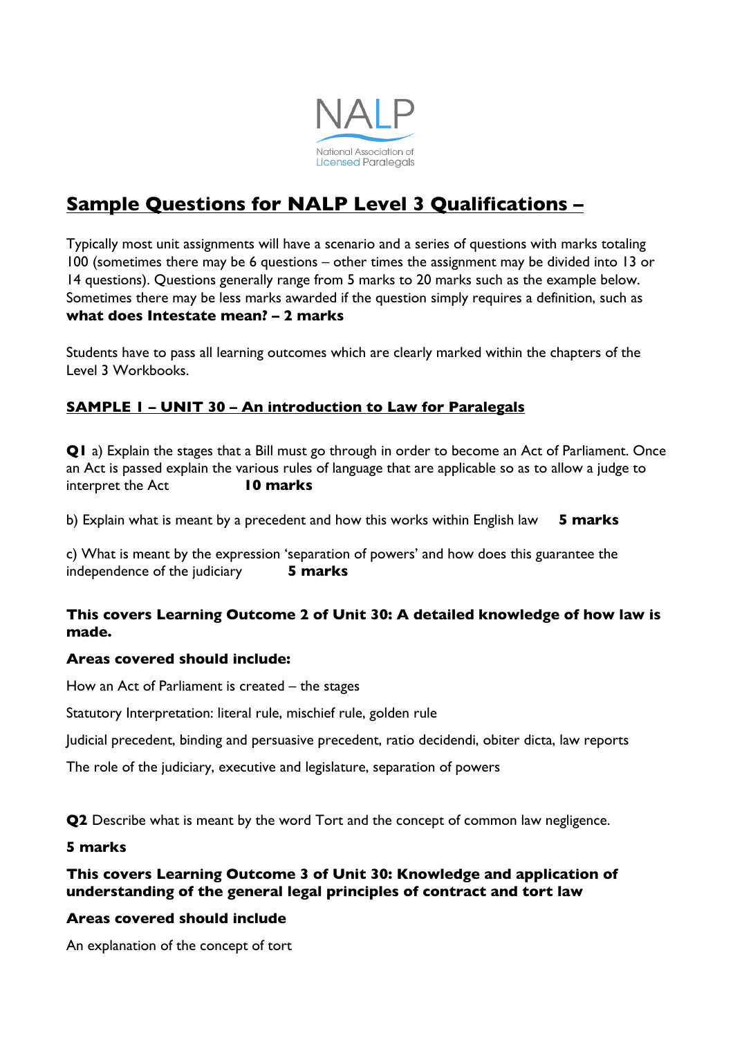NALP

National Association of Licensed Paralegals

# Sample Questions for NALP Level 3 Qualifications –

Typically most unit assignments will have a scenario and a series of questions with marks totaling 100 (sometimes there may be 6 questions – other times the assignment may be divided into 13 or 14 questions). Questions generally range from 5 marks to 20 marks such as the example below. Sometimes there may be less marks awarded if the question simply requires a definition, such as **what does Intestate mean? – 2 marks**

Students have to pass all learning outcomes which are clearly marked within the chapters of the Level 3 Workbooks.

## SAMPLE 1 – UNIT 30 – An introduction to Law for Paralegals

**Q1** a) Explain the stages that a Bill must go through in order to become an Act of Parliament. Once an Act is passed explain the various rules of language that are applicable so as to allow a judge to interpret the Act **10 marks**

b) Explain what is meant by a precedent and how this works within English law **5 marks**

c) What is meant by the expression 'separation of powers' and how does this guarantee the independence of the judiciary **5 marks**

**This covers Learning Outcome 2 of Unit 30: A detailed knowledge of how law is made.**

**Areas covered should include:**

How an Act of Parliament is created – the stages

Statutory Interpretation: literal rule, mischief rule, golden rule

Judicial precedent, binding and persuasive precedent, ratio decidendi, obiter dicta, law reports

The role of the judiciary, executive and legislature, separation of powers

**Q2** Describe what is meant by the word Tort and the concept of common law negligence.

**5 marks**

**This covers Learning Outcome 3 of Unit 30: Knowledge and application of understanding of the general legal principles of contract and tort law**

**Areas covered should include**

An explanation of the concept of tort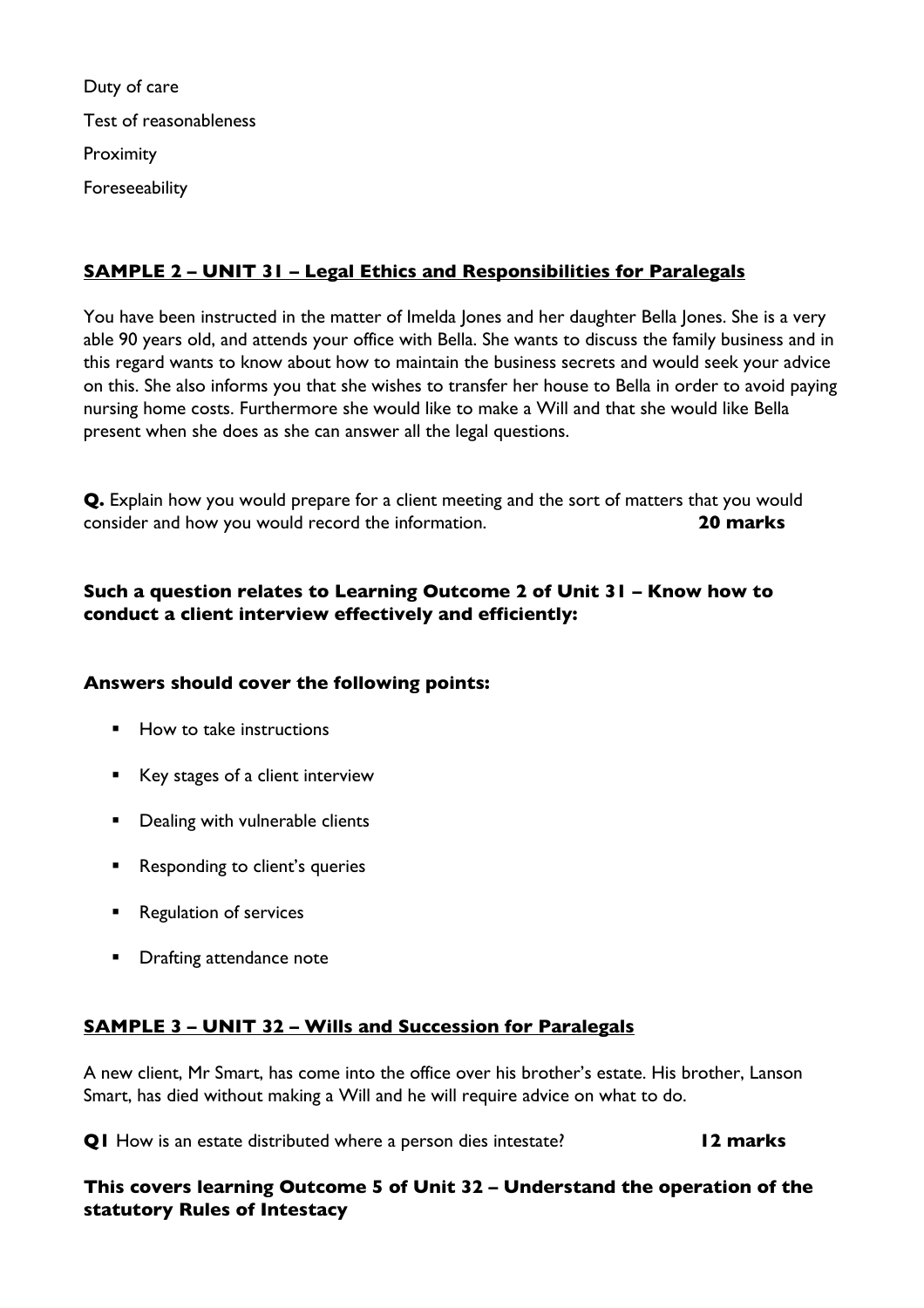Duty of care

Test of reasonableness

Proximity

Foreseeability

## SAMPLE 2 – UNIT 31 – Legal Ethics and Responsibilities for Paralegals

You have been instructed in the matter of Imelda Jones and her daughter Bella Jones. She is a very able 90 years old, and attends your office with Bella. She wants to discuss the family business and in this regard wants to know about how to maintain the business secrets and would seek your advice on this. She also informs you that she wishes to transfer her house to Bella in order to avoid paying nursing home costs. Furthermore she would like to make a Will and that she would like Bella present when she does as she can answer all the legal questions.

**Q.** Explain how you would prepare for a client meeting and the sort of matters that you would consider and how you would record the information. **20 marks**

**Such a question relates to Learning Outcome 2 of Unit 31 – Know how to conduct a client interview effectively and efficiently:**

**Answers should cover the following points:**

- How to take instructions
- Key stages of a client interview
- Dealing with vulnerable clients
- Responding to client's queries
- Regulation of services
- Drafting attendance note

## SAMPLE 3 – UNIT 32 – Wills and Succession for Paralegals

A new client, Mr Smart, has come into the office over his brother's estate. His brother, Lanson Smart, has died without making a Will and he will require advice on what to do.

**Q1** How is an estate distributed where a person dies intestate? **12 marks**

**This covers learning Outcome 5 of Unit 32 – Understand the operation of the statutory Rules of Intestacy**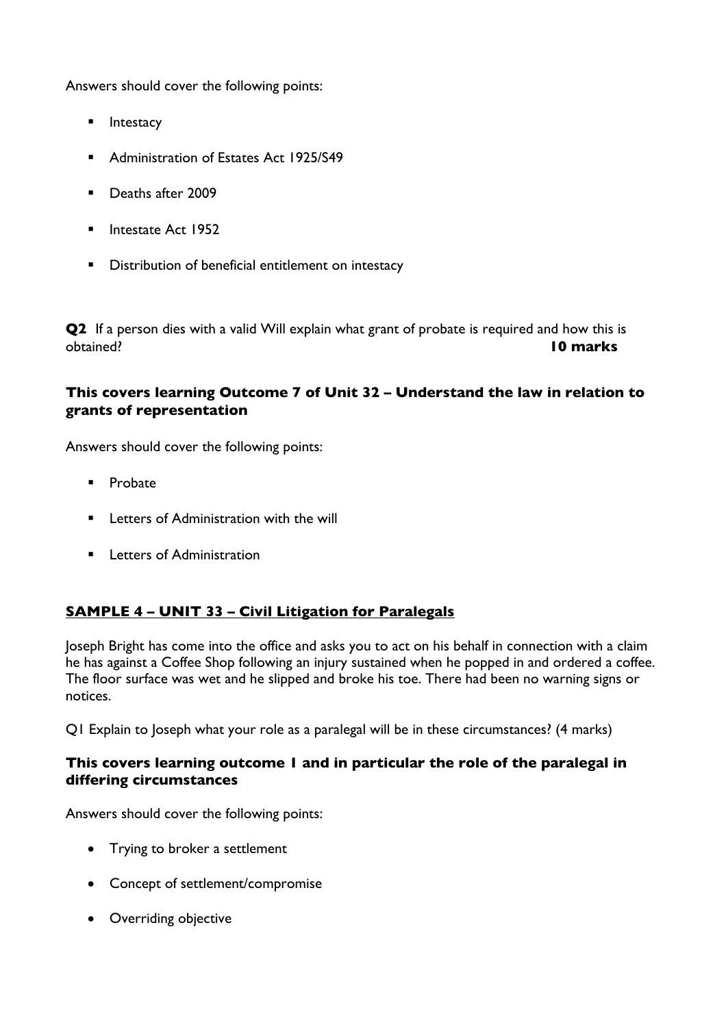Answers should cover the following points:

- Intestacy
- Administration of Estates Act 1925/S49
- Deaths after 2009
- Intestate Act 1952
- Distribution of beneficial entitlement on intestacy

**Q2** If a person dies with a valid Will explain what grant of probate is required and how this is obtained? **10 marks**

**This covers learning Outcome 7 of Unit 32 – Understand the law in relation to grants of representation**

Answers should cover the following points:

- Probate
- Letters of Administration with the will
- Letters of Administration

## <u>SAMPLE 4 – UNIT 33 – Civil Litigation for Paralegals</u>

Joseph Bright has come into the office and asks you to act on his behalf in connection with a claim he has against a Coffee Shop following an injury sustained when he popped in and ordered a coffee. The floor surface was wet and he slipped and broke his toe. There had been no warning signs or notices.

Q1 Explain to Joseph what your role as a paralegal will be in these circumstances? (4 marks)

**This covers learning outcome 1 and in particular the role of the paralegal in differing circumstances**

Answers should cover the following points:

- Trying to broker a settlement
- Concept of settlement/compromise
- Overriding objective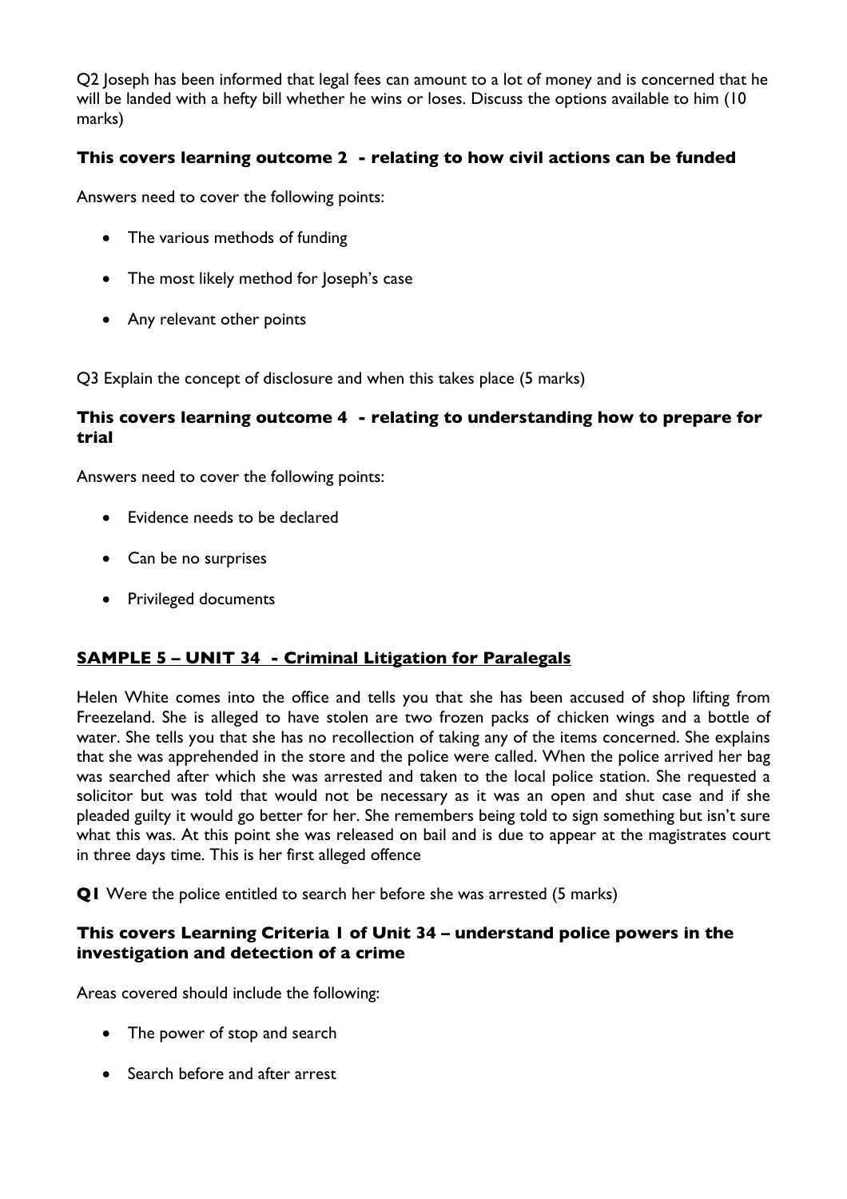Q2 Joseph has been informed that legal fees can amount to a lot of money and is concerned that he will be landed with a hefty bill whether he wins or loses. Discuss the options available to him (10 marks)

**This covers learning outcome 2 - relating to how civil actions can be funded**

Answers need to cover the following points:

- The various methods of funding
- The most likely method for Joseph's case
- Any relevant other points

Q3 Explain the concept of disclosure and when this takes place (5 marks)

**This covers learning outcome 4 - relating to understanding how to prepare for trial**

Answers need to cover the following points:

- Evidence needs to be declared
- Can be no surprises
- Privileged documents

## SAMPLE 5 – UNIT 34 - Criminal Litigation for Paralegals

Helen White comes into the office and tells you that she has been accused of shop lifting from Freezeland. She is alleged to have stolen are two frozen packs of chicken wings and a bottle of water. She tells you that she has no recollection of taking any of the items concerned. She explains that she was apprehended in the store and the police were called. When the police arrived her bag was searched after which she was arrested and taken to the local police station. She requested a solicitor but was told that would not be necessary as it was an open and shut case and if she pleaded guilty it would go better for her. She remembers being told to sign something but isn't sure what this was. At this point she was released on bail and is due to appear at the magistrates court in three days time. This is her first alleged offence

**Q1** Were the police entitled to search her before she was arrested (5 marks)

**This covers Learning Criteria 1 of Unit 34 – understand police powers in the investigation and detection of a crime**

Areas covered should include the following:

- The power of stop and search
- Search before and after arrest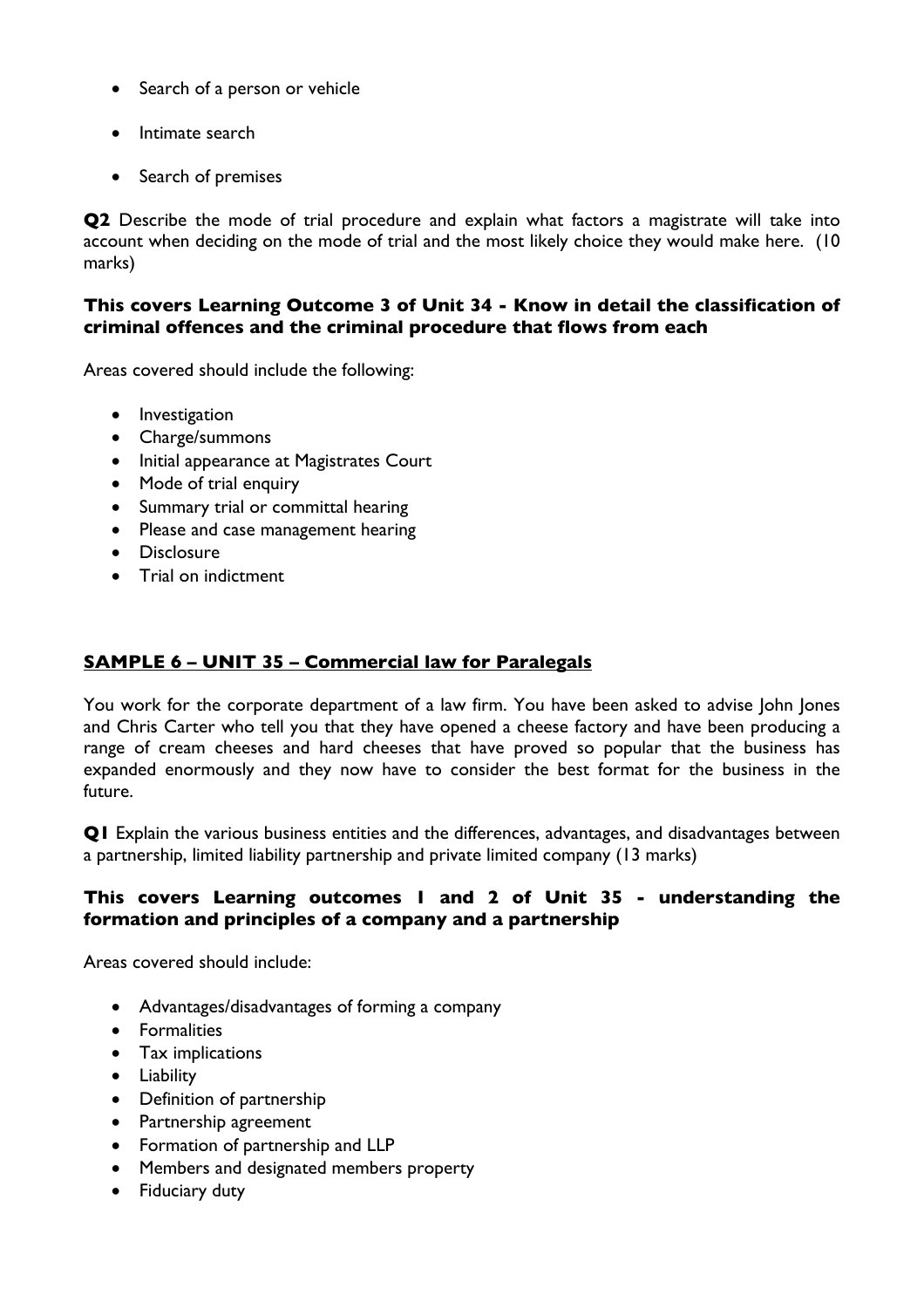- Search of a person or vehicle
- Intimate search
- Search of premises

**Q2** Describe the mode of trial procedure and explain what factors a magistrate will take into account when deciding on the mode of trial and the most likely choice they would make here. (10 marks)

### This covers Learning Outcome 3 of Unit 34 - Know in detail the classification of criminal offences and the criminal procedure that flows from each

Areas covered should include the following:

- Investigation
- Charge/summons
- Initial appearance at Magistrates Court
- Mode of trial enquiry
- Summary trial or committal hearing
- Please and case management hearing
- Disclosure
- Trial on indictment

## SAMPLE 6 – UNIT 35 – Commercial law for Paralegals

You work for the corporate department of a law firm. You have been asked to advise John Jones and Chris Carter who tell you that they have opened a cheese factory and have been producing a range of cream cheeses and hard cheeses that have proved so popular that the business has expanded enormously and they now have to consider the best format for the business in the future.

**Q1** Explain the various business entities and the differences, advantages, and disadvantages between a partnership, limited liability partnership and private limited company (13 marks)

### This covers Learning outcomes 1 and 2 of Unit 35 - understanding the formation and principles of a company and a partnership

Areas covered should include:

- Advantages/disadvantages of forming a company
- Formalities
- Tax implications
- Liability
- Definition of partnership
- Partnership agreement
- Formation of partnership and LLP
- Members and designated members property
- Fiduciary duty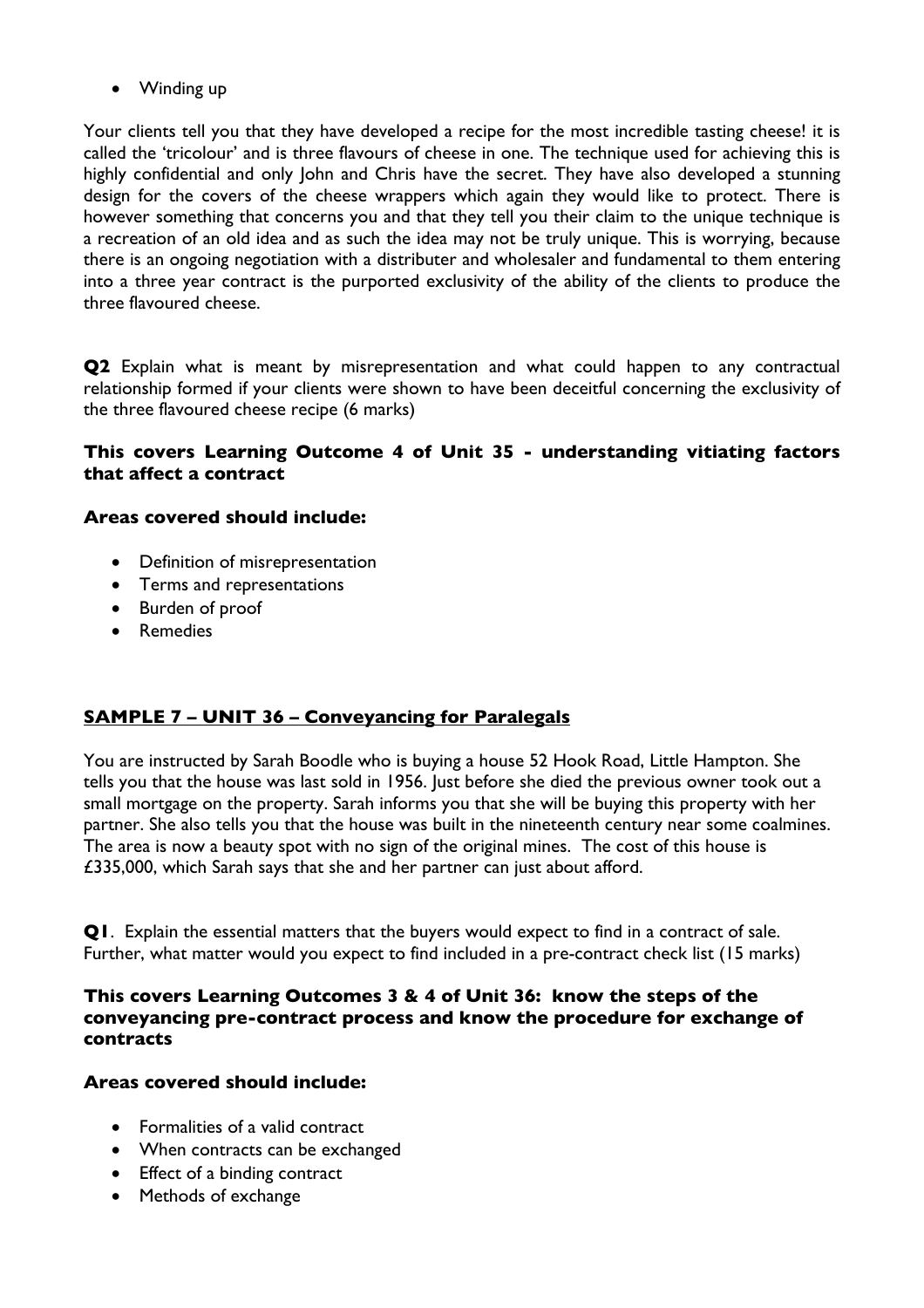- Winding up

Your clients tell you that they have developed a recipe for the most incredible tasting cheese! it is called the 'tricolour' and is three flavours of cheese in one. The technique used for achieving this is highly confidential and only John and Chris have the secret. They have also developed a stunning design for the covers of the cheese wrappers which again they would like to protect. There is however something that concerns you and that they tell you their claim to the unique technique is a recreation of an old idea and as such the idea may not be truly unique. This is worrying, because there is an ongoing negotiation with a distributer and wholesaler and fundamental to them entering into a three year contract is the purported exclusivity of the ability of the clients to produce the three flavoured cheese.

**Q2** Explain what is meant by misrepresentation and what could happen to any contractual relationship formed if your clients were shown to have been deceitful concerning the exclusivity of the three flavoured cheese recipe (6 marks)

### This covers Learning Outcome 4 of Unit 35 - understanding vitiating factors that affect a contract

### Areas covered should include:

- Definition of misrepresentation
- Terms and representations
- Burden of proof
- Remedies

## SAMPLE 7 – UNIT 36 – Conveyancing for Paralegals

You are instructed by Sarah Boodle who is buying a house 52 Hook Road, Little Hampton. She tells you that the house was last sold in 1956. Just before she died the previous owner took out a small mortgage on the property. Sarah informs you that she will be buying this property with her partner. She also tells you that the house was built in the nineteenth century near some coalmines. The area is now a beauty spot with no sign of the original mines. The cost of this house is £335,000, which Sarah says that she and her partner can just about afford.

**Q1**. Explain the essential matters that the buyers would expect to find in a contract of sale. Further, what matter would you expect to find included in a pre-contract check list (15 marks)

### This covers Learning Outcomes 3 & 4 of Unit 36: know the steps of the conveyancing pre-contract process and know the procedure for exchange of contracts

### Areas covered should include:

- Formalities of a valid contract
- When contracts can be exchanged
- Effect of a binding contract
- Methods of exchange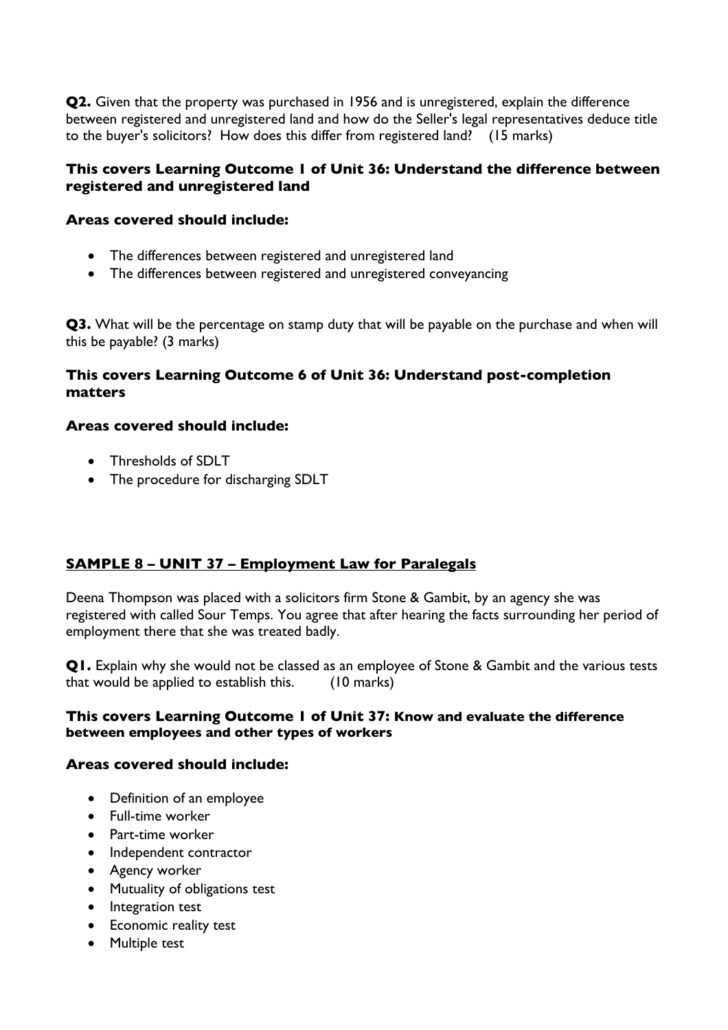**Q2.** Given that the property was purchased in 1956 and is unregistered, explain the difference between registered and unregistered land and how do the Seller's legal representatives deduce title to the buyer's solicitors? How does this differ from registered land? (15 marks)

**This covers Learning Outcome 1 of Unit 36: Understand the difference between registered and unregistered land**

**Areas covered should include:**

- The differences between registered and unregistered land
- The differences between registered and unregistered conveyancing

**Q3.** What will be the percentage on stamp duty that will be payable on the purchase and when will this be payable? (3 marks)

**This covers Learning Outcome 6 of Unit 36: Understand post-completion matters**

**Areas covered should include:**

- Thresholds of SDLT
- The procedure for discharging SDLT

## SAMPLE 8 – UNIT 37 – Employment Law for Paralegals

Deena Thompson was placed with a solicitors firm Stone & Gambit, by an agency she was registered with called Sour Temps. You agree that after hearing the facts surrounding her period of employment there that she was treated badly.

**Q1.** Explain why she would not be classed as an employee of Stone & Gambit and the various tests that would be applied to establish this. (10 marks)

**This covers Learning Outcome 1 of Unit 37: Know and evaluate the difference between employees and other types of workers**

**Areas covered should include:**

- Definition of an employee
- Full-time worker
- Part-time worker
- Independent contractor
- Agency worker
- Mutuality of obligations test
- Integration test
- Economic reality test
- Multiple test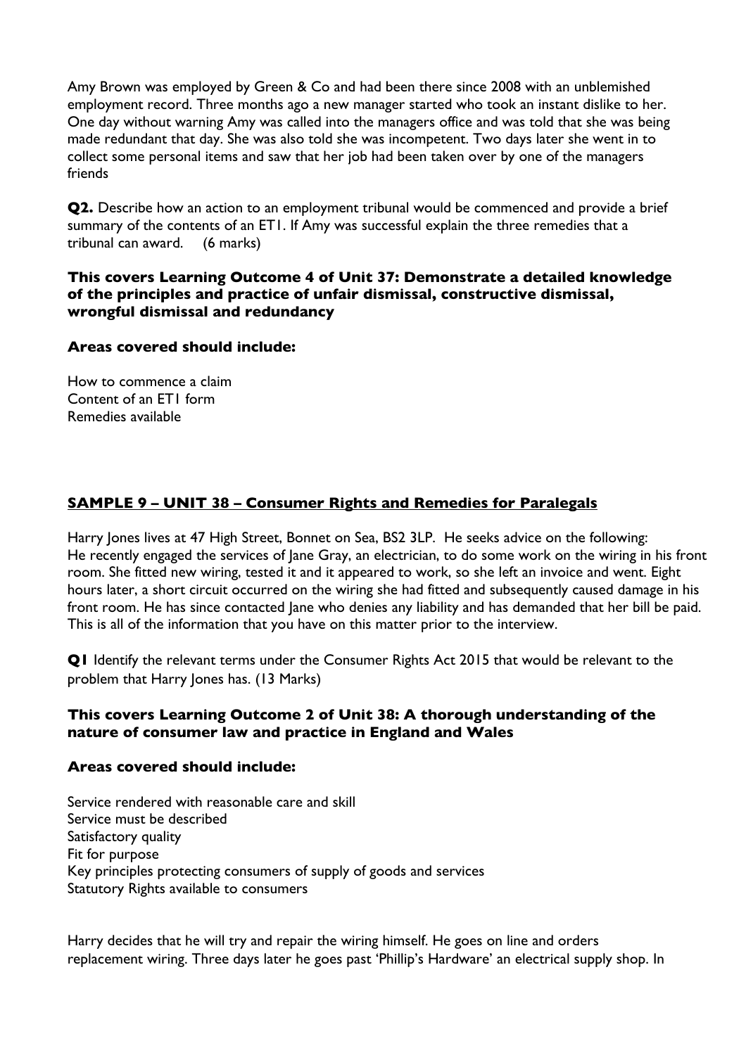Amy Brown was employed by Green & Co and had been there since 2008 with an unblemished employment record. Three months ago a new manager started who took an instant dislike to her. One day without warning Amy was called into the managers office and was told that she was being made redundant that day. She was also told she was incompetent. Two days later she went in to collect some personal items and saw that her job had been taken over by one of the managers friends

**Q2.** Describe how an action to an employment tribunal would be commenced and provide a brief summary of the contents of an ET1. If Amy was successful explain the three remedies that a tribunal can award. (6 marks)

**This covers Learning Outcome 4 of Unit 37: Demonstrate a detailed knowledge of the principles and practice of unfair dismissal, constructive dismissal, wrongful dismissal and redundancy**

**Areas covered should include:**

How to commence a claim
Content of an ET1 form
Remedies available

## SAMPLE 9 – UNIT 38 – Consumer Rights and Remedies for Paralegals

Harry Jones lives at 47 High Street, Bonnet on Sea, BS2 3LP. He seeks advice on the following: He recently engaged the services of Jane Gray, an electrician, to do some work on the wiring in his front room. She fitted new wiring, tested it and it appeared to work, so she left an invoice and went. Eight hours later, a short circuit occurred on the wiring she had fitted and subsequently caused damage in his front room. He has since contacted Jane who denies any liability and has demanded that her bill be paid. This is all of the information that you have on this matter prior to the interview.

**Q1** Identify the relevant terms under the Consumer Rights Act 2015 that would be relevant to the problem that Harry Jones has. (13 Marks)

**This covers Learning Outcome 2 of Unit 38: A thorough understanding of the nature of consumer law and practice in England and Wales**

**Areas covered should include:**

Service rendered with reasonable care and skill
Service must be described
Satisfactory quality
Fit for purpose
Key principles protecting consumers of supply of goods and services
Statutory Rights available to consumers

Harry decides that he will try and repair the wiring himself. He goes on line and orders replacement wiring. Three days later he goes past 'Phillip's Hardware' an electrical supply shop. In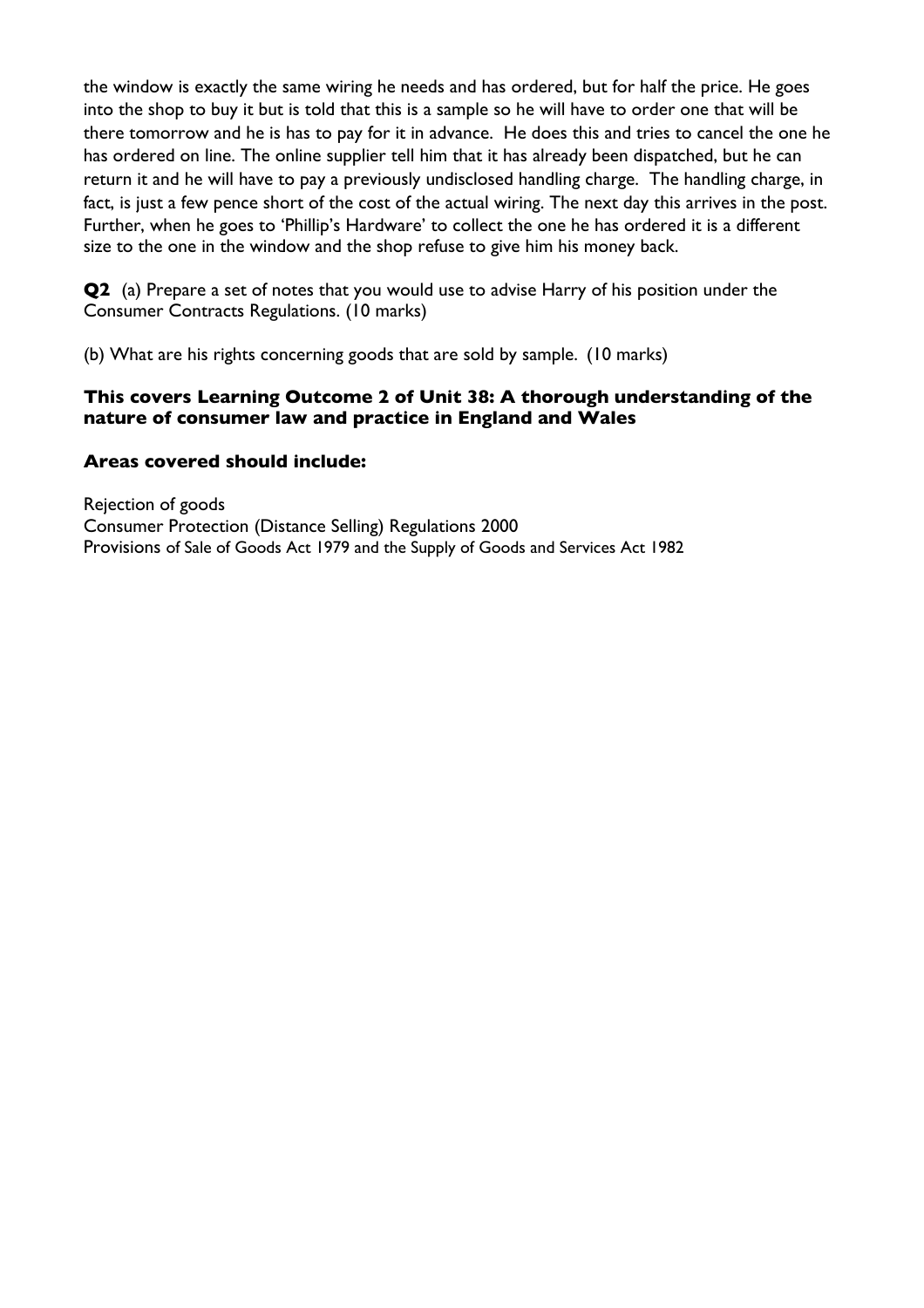the window is exactly the same wiring he needs and has ordered, but for half the price. He goes into the shop to buy it but is told that this is a sample so he will have to order one that will be there tomorrow and he is has to pay for it in advance. He does this and tries to cancel the one he has ordered on line. The online supplier tell him that it has already been dispatched, but he can return it and he will have to pay a previously undisclosed handling charge. The handling charge, in fact, is just a few pence short of the cost of the actual wiring. The next day this arrives in the post. Further, when he goes to 'Phillip's Hardware' to collect the one he has ordered it is a different size to the one in the window and the shop refuse to give him his money back.

**Q2** (a) Prepare a set of notes that you would use to advise Harry of his position under the Consumer Contracts Regulations. (10 marks)

(b) What are his rights concerning goods that are sold by sample. (10 marks)

**This covers Learning Outcome 2 of Unit 38: A thorough understanding of the nature of consumer law and practice in England and Wales**

**Areas covered should include:**

Rejection of goods
Consumer Protection (Distance Selling) Regulations 2000
Provisions of Sale of Goods Act 1979 and the Supply of Goods and Services Act 1982